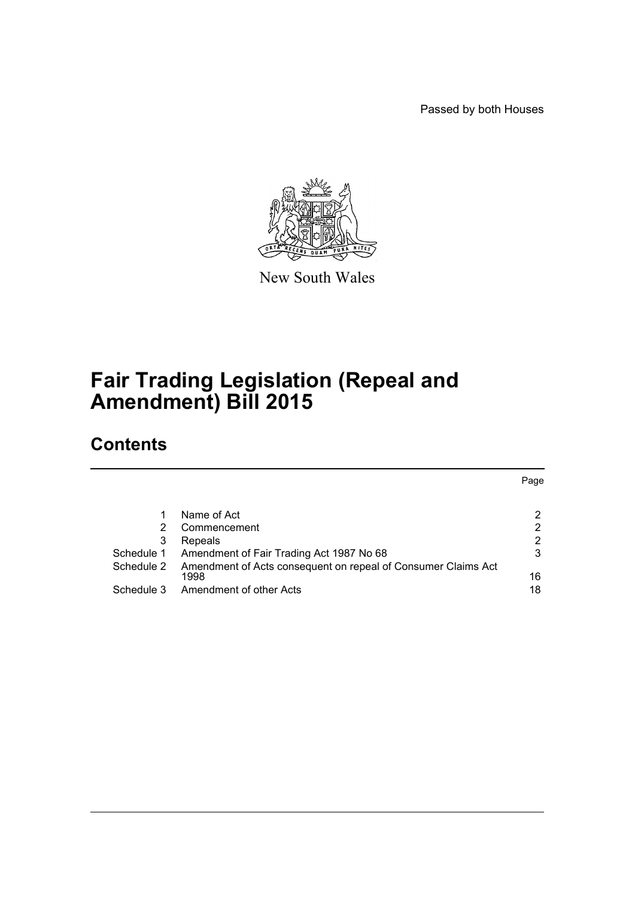Passed by both Houses

New South Wales

# Fair Trading Legislation (Repeal and Amendment) Bill 2015

## Contents

| | | Page |
|---|---|---|
| 1 | Name of Act | 2 |
| 2 | Commencement | 2 |
| 3 | Repeals | 2 |
| Schedule 1 | Amendment of Fair Trading Act 1987 No 68 | 3 |
| Schedule 2 | Amendment of Acts consequent on repeal of Consumer Claims Act 1998 | 16 |
| Schedule 3 | Amendment of other Acts | 18 |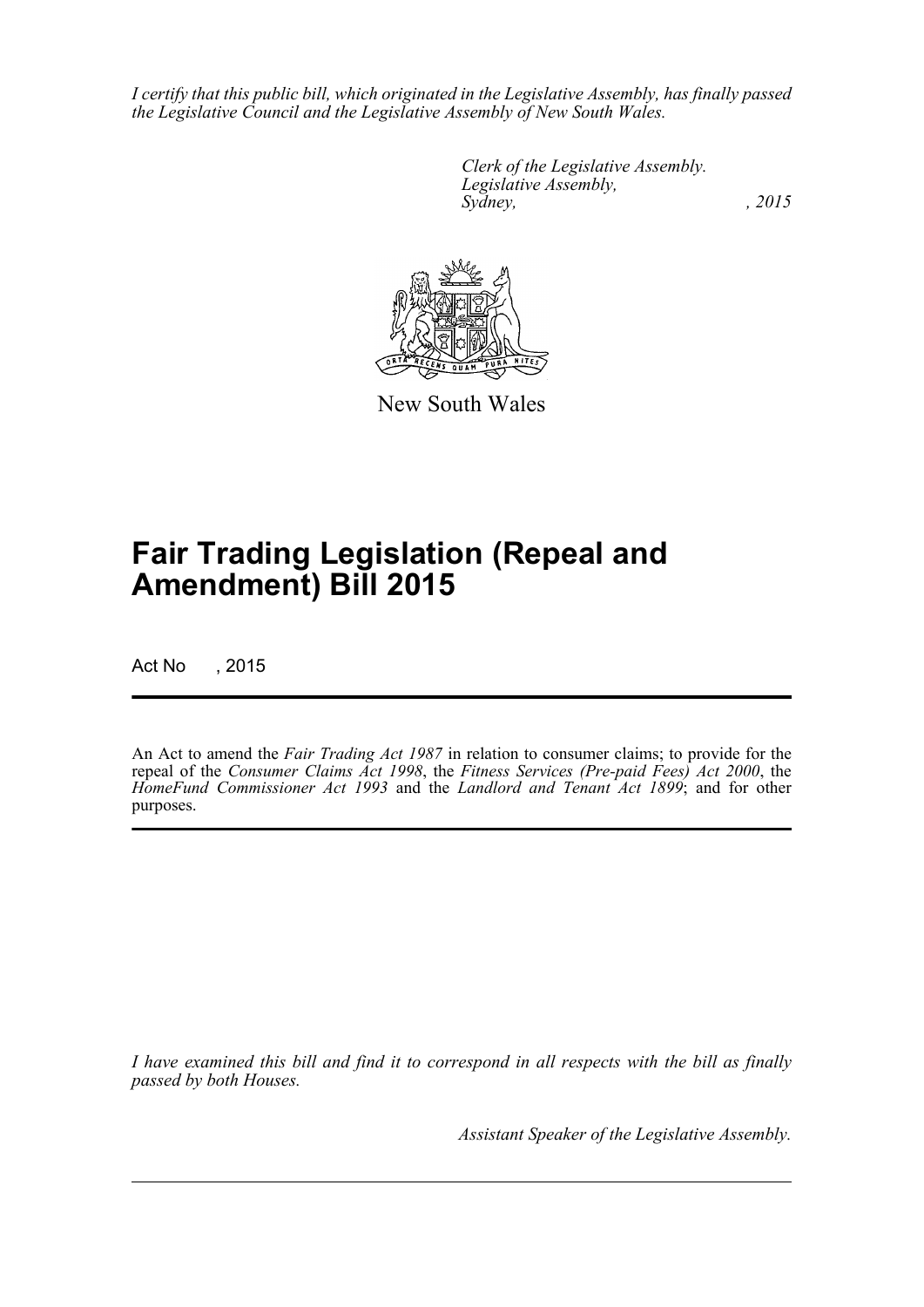*I certify that this public bill, which originated in the Legislative Assembly, has finally passed the Legislative Council and the Legislative Assembly of New South Wales.*

*Clerk of the Legislative Assembly.*
*Legislative Assembly,*
*Sydney, , 2015*

New South Wales

# Fair Trading Legislation (Repeal and Amendment) Bill 2015

Act No , 2015

An Act to amend the *Fair Trading Act 1987* in relation to consumer claims; to provide for the repeal of the *Consumer Claims Act 1998*, the *Fitness Services (Pre-paid Fees) Act 2000*, the *HomeFund Commissioner Act 1993* and the *Landlord and Tenant Act 1899*; and for other purposes.

*I have examined this bill and find it to correspond in all respects with the bill as finally passed by both Houses.*

*Assistant Speaker of the Legislative Assembly.*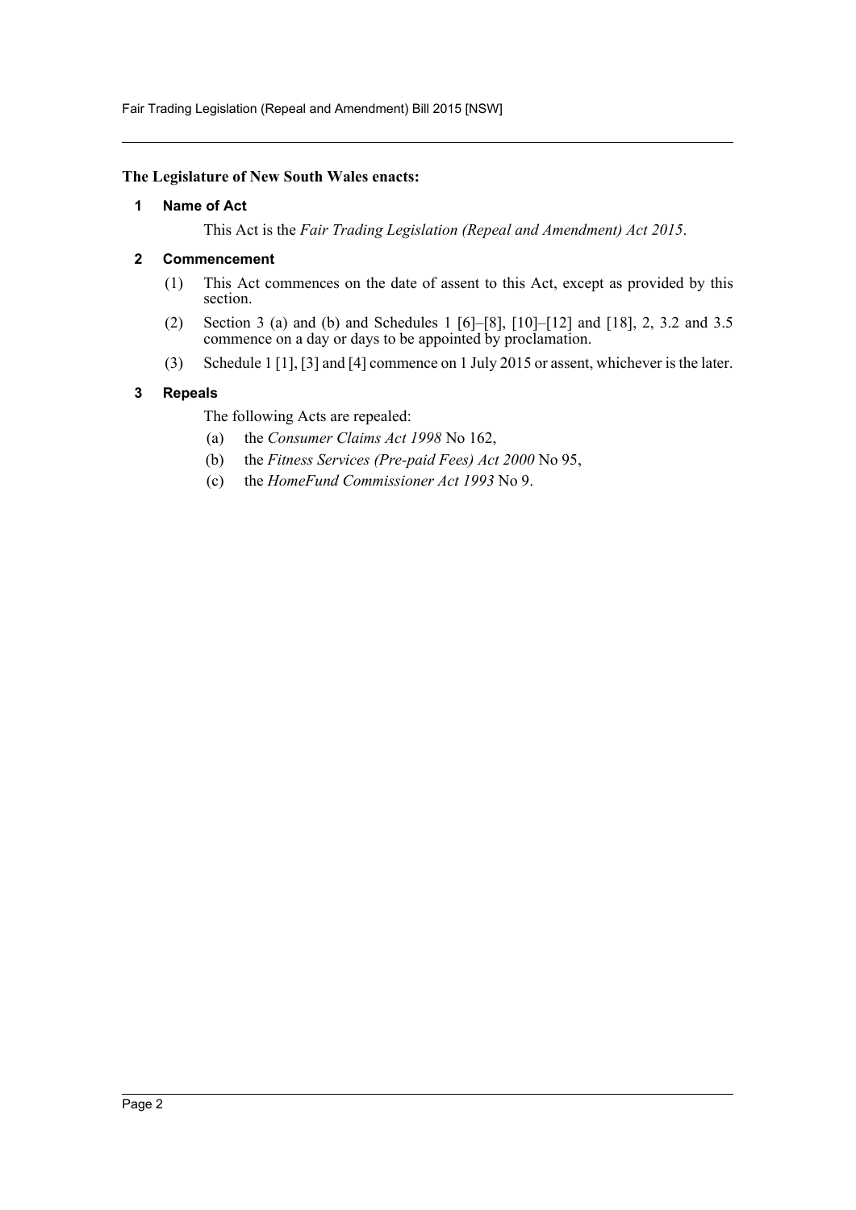**The Legislature of New South Wales enacts:**

## 1 Name of Act

This Act is the *Fair Trading Legislation (Repeal and Amendment) Act 2015*.

## 2 Commencement

(1) This Act commences on the date of assent to this Act, except as provided by this section.

(2) Section 3 (a) and (b) and Schedules 1 [6]–[8], [10]–[12] and [18], 2, 3.2 and 3.5 commence on a day or days to be appointed by proclamation.

(3) Schedule 1 [1], [3] and [4] commence on 1 July 2015 or assent, whichever is the later.

## 3 Repeals

The following Acts are repealed:

(a) the *Consumer Claims Act 1998* No 162,

(b) the *Fitness Services (Pre-paid Fees) Act 2000* No 95,

(c) the *HomeFund Commissioner Act 1993* No 9.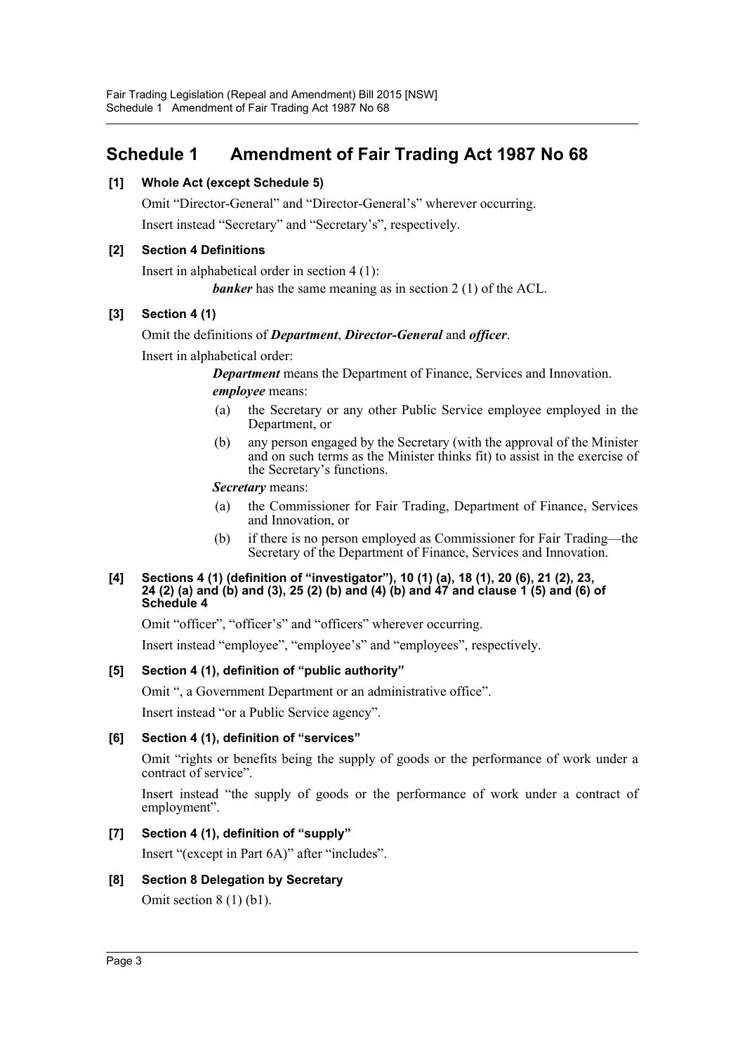# Schedule 1 Amendment of Fair Trading Act 1987 No 68

**[1] Whole Act (except Schedule 5)**

Omit "Director-General" and "Director-General's" wherever occurring.

Insert instead "Secretary" and "Secretary's", respectively.

**[2] Section 4 Definitions**

Insert in alphabetical order in section 4 (1):

> ***banker*** has the same meaning as in section 2 (1) of the ACL.

**[3] Section 4 (1)**

Omit the definitions of ***Department***, ***Director-General*** and ***officer***.

Insert in alphabetical order:

> ***Department*** means the Department of Finance, Services and Innovation.
>
> ***employee*** means:
>
> (a) the Secretary or any other Public Service employee employed in the Department, or
>
> (b) any person engaged by the Secretary (with the approval of the Minister and on such terms as the Minister thinks fit) to assist in the exercise of the Secretary's functions.
>
> ***Secretary*** means:
>
> (a) the Commissioner for Fair Trading, Department of Finance, Services and Innovation, or
>
> (b) if there is no person employed as Commissioner for Fair Trading—the Secretary of the Department of Finance, Services and Innovation.

**[4] Sections 4 (1) (definition of "investigator"), 10 (1) (a), 18 (1), 20 (6), 21 (2), 23, 24 (2) (a) and (b) and (3), 25 (2) (b) and (4) (b) and 47 and clause 1 (5) and (6) of Schedule 4**

Omit "officer", "officer's" and "officers" wherever occurring.

Insert instead "employee", "employee's" and "employees", respectively.

**[5] Section 4 (1), definition of "public authority"**

Omit ", a Government Department or an administrative office".

Insert instead "or a Public Service agency".

**[6] Section 4 (1), definition of "services"**

Omit "rights or benefits being the supply of goods or the performance of work under a contract of service".

Insert instead "the supply of goods or the performance of work under a contract of employment".

**[7] Section 4 (1), definition of "supply"**

Insert "(except in Part 6A)" after "includes".

**[8] Section 8 Delegation by Secretary**

Omit section 8 (1) (b1).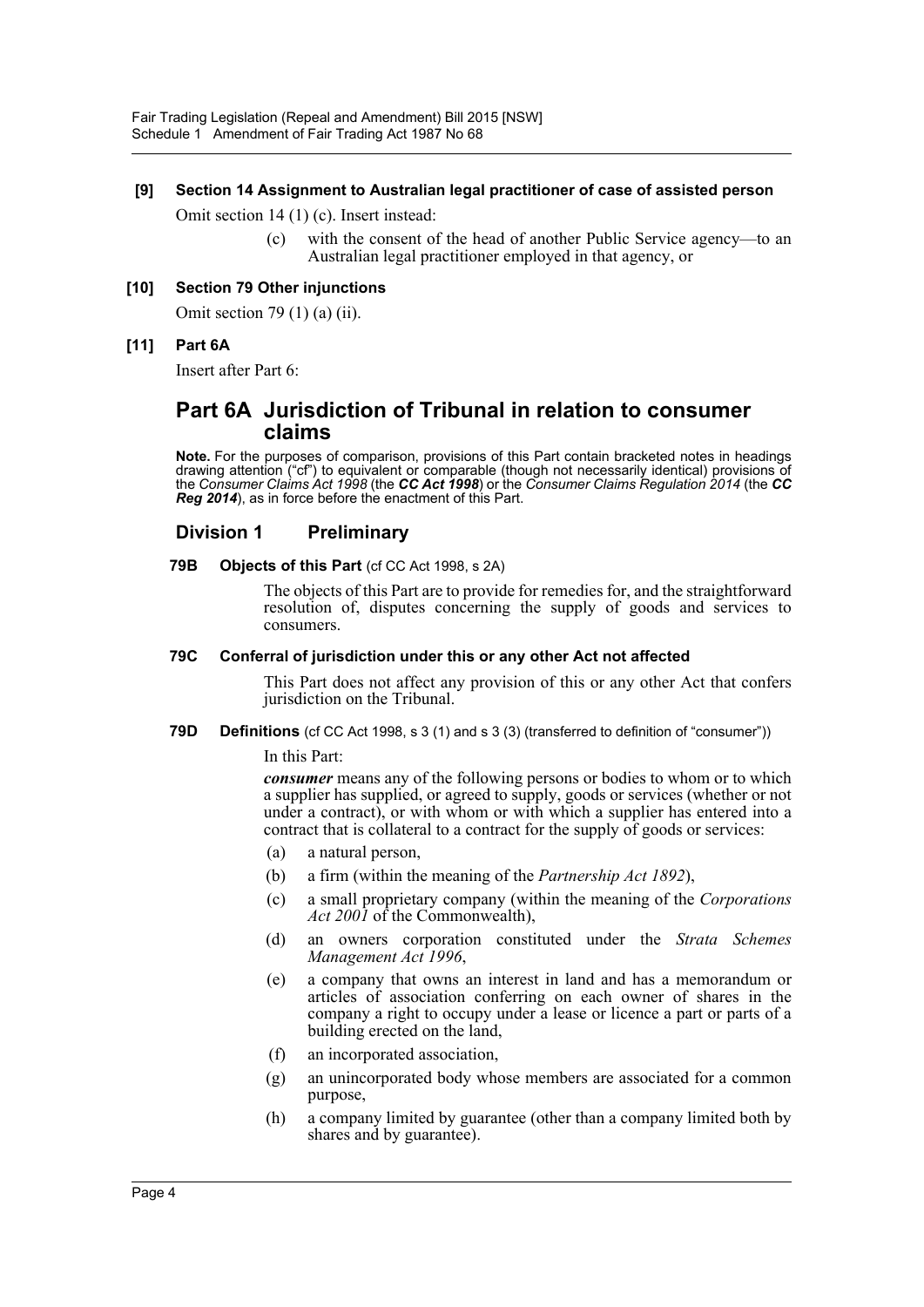**[9] Section 14 Assignment to Australian legal practitioner of case of assisted person**

Omit section 14 (1) (c). Insert instead:

(c) with the consent of the head of another Public Service agency—to an Australian legal practitioner employed in that agency, or

**[10] Section 79 Other injunctions**

Omit section 79 (1) (a) (ii).

**[11] Part 6A**

Insert after Part 6:

# Part 6A Jurisdiction of Tribunal in relation to consumer claims

**Note.** For the purposes of comparison, provisions of this Part contain bracketed notes in headings drawing attention ("cf") to equivalent or comparable (though not necessarily identical) provisions of the *Consumer Claims Act 1998* (the ***CC Act 1998***) or the *Consumer Claims Regulation 2014* (the ***CC Reg 2014***), as in force before the enactment of this Part.

## Division 1 Preliminary

**79B Objects of this Part** (cf CC Act 1998, s 2A)

The objects of this Part are to provide for remedies for, and the straightforward resolution of, disputes concerning the supply of goods and services to consumers.

**79C Conferral of jurisdiction under this or any other Act not affected**

This Part does not affect any provision of this or any other Act that confers jurisdiction on the Tribunal.

**79D Definitions** (cf CC Act 1998, s 3 (1) and s 3 (3) (transferred to definition of "consumer"))

In this Part:

***consumer*** means any of the following persons or bodies to whom or to which a supplier has supplied, or agreed to supply, goods or services (whether or not under a contract), or with whom or with which a supplier has entered into a contract that is collateral to a contract for the supply of goods or services:

(a) a natural person,

(b) a firm (within the meaning of the *Partnership Act 1892*),

(c) a small proprietary company (within the meaning of the *Corporations Act 2001* of the Commonwealth),

(d) an owners corporation constituted under the *Strata Schemes Management Act 1996*,

(e) a company that owns an interest in land and has a memorandum or articles of association conferring on each owner of shares in the company a right to occupy under a lease or licence a part or parts of a building erected on the land,

(f) an incorporated association,

(g) an unincorporated body whose members are associated for a common purpose,

(h) a company limited by guarantee (other than a company limited both by shares and by guarantee).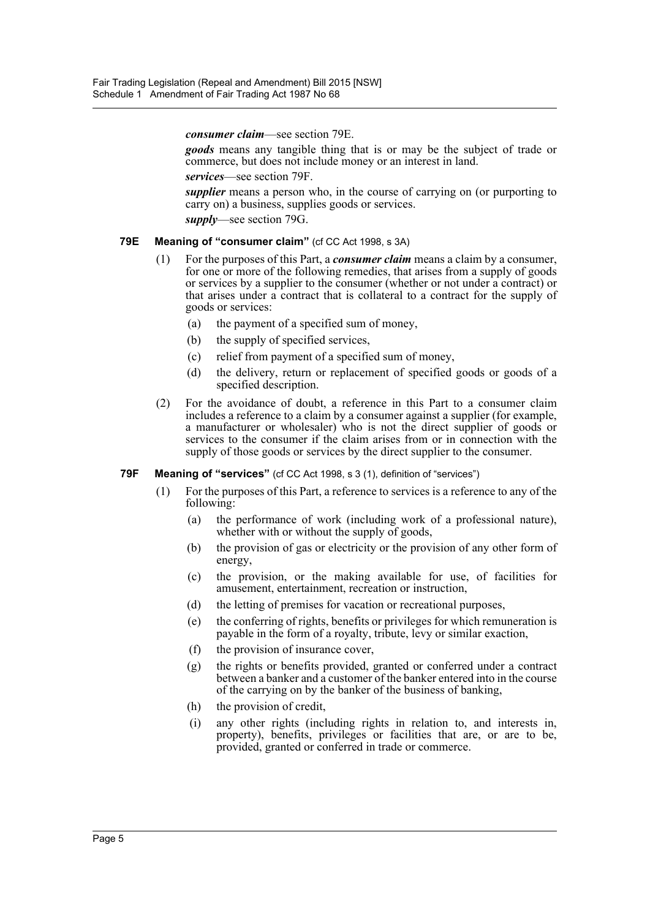***consumer claim***—see section 79E.

***goods*** means any tangible thing that is or may be the subject of trade or commerce, but does not include money or an interest in land.

***services***—see section 79F.

***supplier*** means a person who, in the course of carrying on (or purporting to carry on) a business, supplies goods or services.

***supply***—see section 79G.

**79E Meaning of "consumer claim"** (cf CC Act 1998, s 3A)

(1) For the purposes of this Part, a ***consumer claim*** means a claim by a consumer, for one or more of the following remedies, that arises from a supply of goods or services by a supplier to the consumer (whether or not under a contract) or that arises under a contract that is collateral to a contract for the supply of goods or services:

- (a) the payment of a specified sum of money,
- (b) the supply of specified services,
- (c) relief from payment of a specified sum of money,
- (d) the delivery, return or replacement of specified goods or goods of a specified description.

(2) For the avoidance of doubt, a reference in this Part to a consumer claim includes a reference to a claim by a consumer against a supplier (for example, a manufacturer or wholesaler) who is not the direct supplier of goods or services to the consumer if the claim arises from or in connection with the supply of those goods or services by the direct supplier to the consumer.

**79F Meaning of "services"** (cf CC Act 1998, s 3 (1), definition of "services")

(1) For the purposes of this Part, a reference to services is a reference to any of the following:

- (a) the performance of work (including work of a professional nature), whether with or without the supply of goods,
- (b) the provision of gas or electricity or the provision of any other form of energy,
- (c) the provision, or the making available for use, of facilities for amusement, entertainment, recreation or instruction,
- (d) the letting of premises for vacation or recreational purposes,
- (e) the conferring of rights, benefits or privileges for which remuneration is payable in the form of a royalty, tribute, levy or similar exaction,
- (f) the provision of insurance cover,
- (g) the rights or benefits provided, granted or conferred under a contract between a banker and a customer of the banker entered into in the course of the carrying on by the banker of the business of banking,
- (h) the provision of credit,
- (i) any other rights (including rights in relation to, and interests in, property), benefits, privileges or facilities that are, or are to be, provided, granted or conferred in trade or commerce.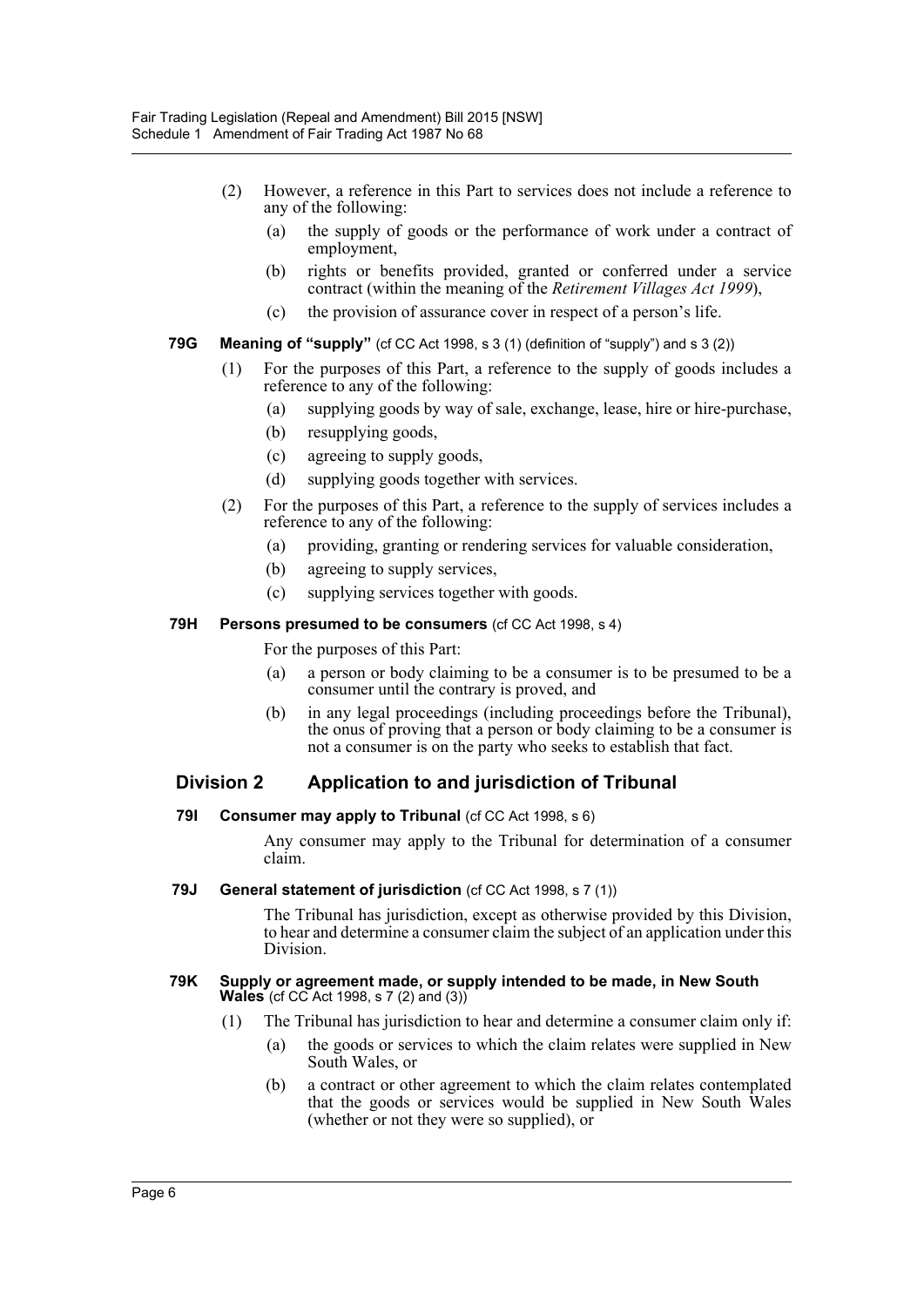(2) However, a reference in this Part to services does not include a reference to any of the following:

(a) the supply of goods or the performance of work under a contract of employment,

(b) rights or benefits provided, granted or conferred under a service contract (within the meaning of the *Retirement Villages Act 1999*),

(c) the provision of assurance cover in respect of a person's life.

**79G Meaning of "supply"** (cf CC Act 1998, s 3 (1) (definition of "supply") and s 3 (2))

(1) For the purposes of this Part, a reference to the supply of goods includes a reference to any of the following:

(a) supplying goods by way of sale, exchange, lease, hire or hire-purchase,

(b) resupplying goods,

(c) agreeing to supply goods,

(d) supplying goods together with services.

(2) For the purposes of this Part, a reference to the supply of services includes a reference to any of the following:

(a) providing, granting or rendering services for valuable consideration,

(b) agreeing to supply services,

(c) supplying services together with goods.

**79H Persons presumed to be consumers** (cf CC Act 1998, s 4)

For the purposes of this Part:

(a) a person or body claiming to be a consumer is to be presumed to be a consumer until the contrary is proved, and

(b) in any legal proceedings (including proceedings before the Tribunal), the onus of proving that a person or body claiming to be a consumer is not a consumer is on the party who seeks to establish that fact.

## Division 2 Application to and jurisdiction of Tribunal

**79I Consumer may apply to Tribunal** (cf CC Act 1998, s 6)

Any consumer may apply to the Tribunal for determination of a consumer claim.

**79J General statement of jurisdiction** (cf CC Act 1998, s 7 (1))

The Tribunal has jurisdiction, except as otherwise provided by this Division, to hear and determine a consumer claim the subject of an application under this Division.

**79K Supply or agreement made, or supply intended to be made, in New South Wales** (cf CC Act 1998, s 7 (2) and (3))

(1) The Tribunal has jurisdiction to hear and determine a consumer claim only if:

(a) the goods or services to which the claim relates were supplied in New South Wales, or

(b) a contract or other agreement to which the claim relates contemplated that the goods or services would be supplied in New South Wales (whether or not they were so supplied), or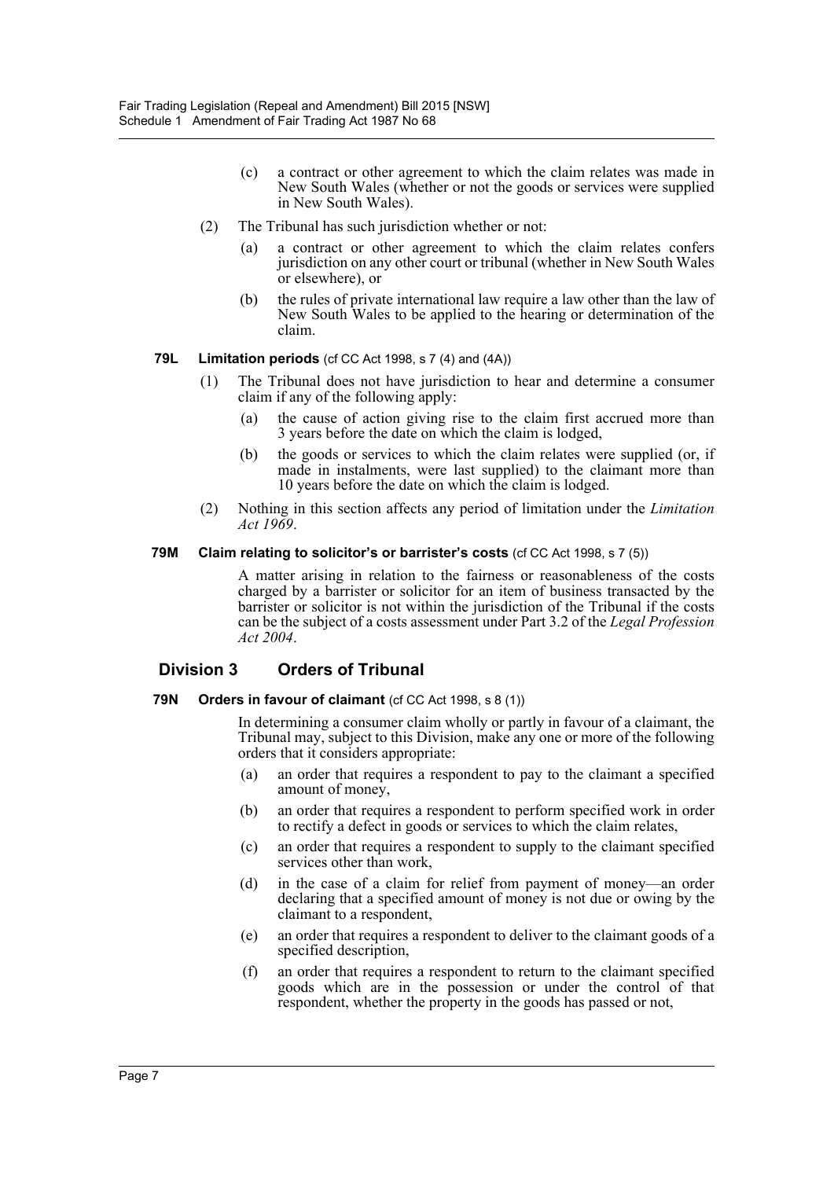(c) a contract or other agreement to which the claim relates was made in New South Wales (whether or not the goods or services were supplied in New South Wales).

(2) The Tribunal has such jurisdiction whether or not:

(a) a contract or other agreement to which the claim relates confers jurisdiction on any other court or tribunal (whether in New South Wales or elsewhere), or

(b) the rules of private international law require a law other than the law of New South Wales to be applied to the hearing or determination of the claim.

**79L Limitation periods** (cf CC Act 1998, s 7 (4) and (4A))

(1) The Tribunal does not have jurisdiction to hear and determine a consumer claim if any of the following apply:

(a) the cause of action giving rise to the claim first accrued more than 3 years before the date on which the claim is lodged,

(b) the goods or services to which the claim relates were supplied (or, if made in instalments, were last supplied) to the claimant more than 10 years before the date on which the claim is lodged.

(2) Nothing in this section affects any period of limitation under the *Limitation Act 1969*.

**79M Claim relating to solicitor's or barrister's costs** (cf CC Act 1998, s 7 (5))

A matter arising in relation to the fairness or reasonableness of the costs charged by a barrister or solicitor for an item of business transacted by the barrister or solicitor is not within the jurisdiction of the Tribunal if the costs can be the subject of a costs assessment under Part 3.2 of the *Legal Profession Act 2004*.

## Division 3 Orders of Tribunal

**79N Orders in favour of claimant** (cf CC Act 1998, s 8 (1))

In determining a consumer claim wholly or partly in favour of a claimant, the Tribunal may, subject to this Division, make any one or more of the following orders that it considers appropriate:

(a) an order that requires a respondent to pay to the claimant a specified amount of money,

(b) an order that requires a respondent to perform specified work in order to rectify a defect in goods or services to which the claim relates,

(c) an order that requires a respondent to supply to the claimant specified services other than work,

(d) in the case of a claim for relief from payment of money—an order declaring that a specified amount of money is not due or owing by the claimant to a respondent,

(e) an order that requires a respondent to deliver to the claimant goods of a specified description,

(f) an order that requires a respondent to return to the claimant specified goods which are in the possession or under the control of that respondent, whether the property in the goods has passed or not,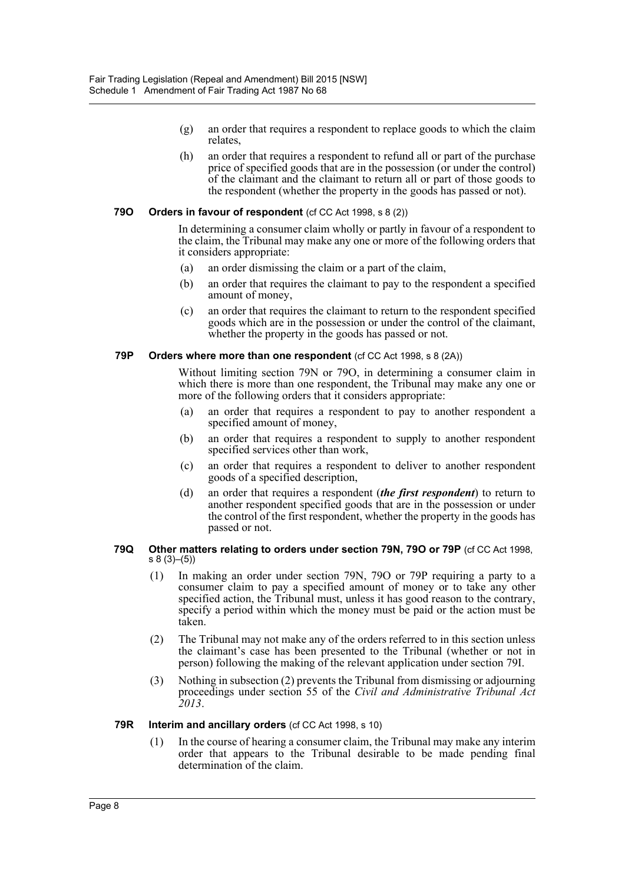(g) an order that requires a respondent to replace goods to which the claim relates,

(h) an order that requires a respondent to refund all or part of the purchase price of specified goods that are in the possession (or under the control) of the claimant and the claimant to return all or part of those goods to the respondent (whether the property in the goods has passed or not).

### 79O Orders in favour of respondent (cf CC Act 1998, s 8 (2))

In determining a consumer claim wholly or partly in favour of a respondent to the claim, the Tribunal may make any one or more of the following orders that it considers appropriate:

(a) an order dismissing the claim or a part of the claim,

(b) an order that requires the claimant to pay to the respondent a specified amount of money,

(c) an order that requires the claimant to return to the respondent specified goods which are in the possession or under the control of the claimant, whether the property in the goods has passed or not.

### 79P Orders where more than one respondent (cf CC Act 1998, s 8 (2A))

Without limiting section 79N or 79O, in determining a consumer claim in which there is more than one respondent, the Tribunal may make any one or more of the following orders that it considers appropriate:

(a) an order that requires a respondent to pay to another respondent a specified amount of money,

(b) an order that requires a respondent to supply to another respondent specified services other than work,

(c) an order that requires a respondent to deliver to another respondent goods of a specified description,

(d) an order that requires a respondent (***the first respondent***) to return to another respondent specified goods that are in the possession or under the control of the first respondent, whether the property in the goods has passed or not.

### 79Q Other matters relating to orders under section 79N, 79O or 79P (cf CC Act 1998, s 8 (3)–(5))

(1) In making an order under section 79N, 79O or 79P requiring a party to a consumer claim to pay a specified amount of money or to take any other specified action, the Tribunal must, unless it has good reason to the contrary, specify a period within which the money must be paid or the action must be taken.

(2) The Tribunal may not make any of the orders referred to in this section unless the claimant's case has been presented to the Tribunal (whether or not in person) following the making of the relevant application under section 79I.

(3) Nothing in subsection (2) prevents the Tribunal from dismissing or adjourning proceedings under section 55 of the *Civil and Administrative Tribunal Act 2013*.

### 79R Interim and ancillary orders (cf CC Act 1998, s 10)

(1) In the course of hearing a consumer claim, the Tribunal may make any interim order that appears to the Tribunal desirable to be made pending final determination of the claim.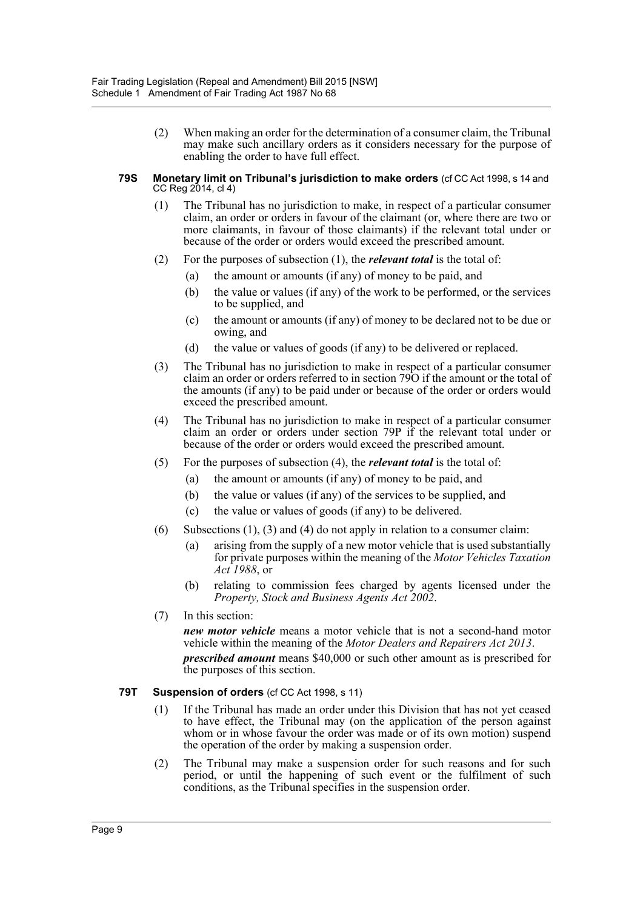(2) When making an order for the determination of a consumer claim, the Tribunal may make such ancillary orders as it considers necessary for the purpose of enabling the order to have full effect.

**79S Monetary limit on Tribunal's jurisdiction to make orders** (cf CC Act 1998, s 14 and CC Reg 2014, cl 4)

(1) The Tribunal has no jurisdiction to make, in respect of a particular consumer claim, an order or orders in favour of the claimant (or, where there are two or more claimants, in favour of those claimants) if the relevant total under or because of the order or orders would exceed the prescribed amount.

(2) For the purposes of subsection (1), the ***relevant total*** is the total of:

(a) the amount or amounts (if any) of money to be paid, and

(b) the value or values (if any) of the work to be performed, or the services to be supplied, and

(c) the amount or amounts (if any) of money to be declared not to be due or owing, and

(d) the value or values of goods (if any) to be delivered or replaced.

(3) The Tribunal has no jurisdiction to make in respect of a particular consumer claim an order or orders referred to in section 79O if the amount or the total of the amounts (if any) to be paid under or because of the order or orders would exceed the prescribed amount.

(4) The Tribunal has no jurisdiction to make in respect of a particular consumer claim an order or orders under section 79P if the relevant total under or because of the order or orders would exceed the prescribed amount.

(5) For the purposes of subsection (4), the ***relevant total*** is the total of:

(a) the amount or amounts (if any) of money to be paid, and

(b) the value or values (if any) of the services to be supplied, and

(c) the value or values of goods (if any) to be delivered.

(6) Subsections (1), (3) and (4) do not apply in relation to a consumer claim:

(a) arising from the supply of a new motor vehicle that is used substantially for private purposes within the meaning of the *Motor Vehicles Taxation Act 1988*, or

(b) relating to commission fees charged by agents licensed under the *Property, Stock and Business Agents Act 2002*.

(7) In this section:

***new motor vehicle*** means a motor vehicle that is not a second-hand motor vehicle within the meaning of the *Motor Dealers and Repairers Act 2013*.

***prescribed amount*** means $40,000 or such other amount as is prescribed for the purposes of this section.

**79T Suspension of orders** (cf CC Act 1998, s 11)

(1) If the Tribunal has made an order under this Division that has not yet ceased to have effect, the Tribunal may (on the application of the person against whom or in whose favour the order was made or of its own motion) suspend the operation of the order by making a suspension order.

(2) The Tribunal may make a suspension order for such reasons and for such period, or until the happening of such event or the fulfilment of such conditions, as the Tribunal specifies in the suspension order.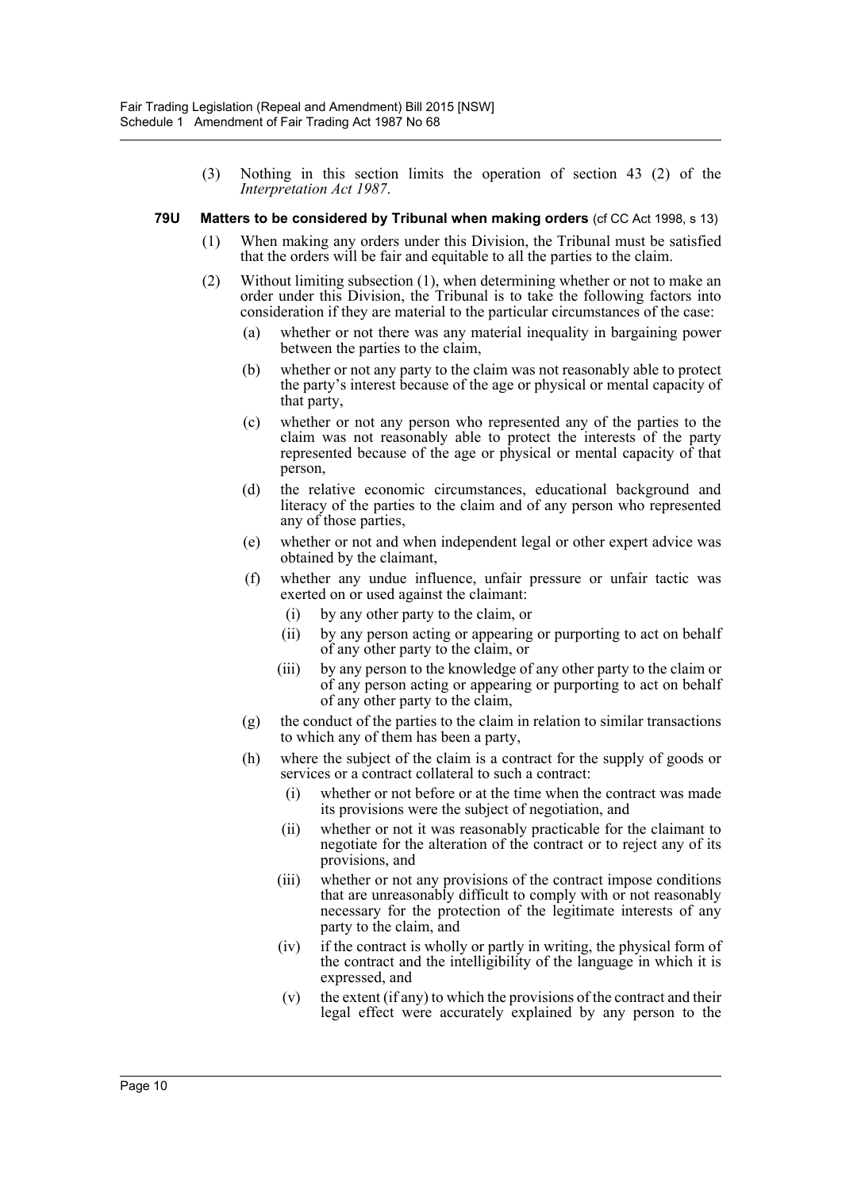(3) Nothing in this section limits the operation of section 43 (2) of the *Interpretation Act 1987*.

**79U Matters to be considered by Tribunal when making orders** (cf CC Act 1998, s 13)

(1) When making any orders under this Division, the Tribunal must be satisfied that the orders will be fair and equitable to all the parties to the claim.

(2) Without limiting subsection (1), when determining whether or not to make an order under this Division, the Tribunal is to take the following factors into consideration if they are material to the particular circumstances of the case:

(a) whether or not there was any material inequality in bargaining power between the parties to the claim,

(b) whether or not any party to the claim was not reasonably able to protect the party's interest because of the age or physical or mental capacity of that party,

(c) whether or not any person who represented any of the parties to the claim was not reasonably able to protect the interests of the party represented because of the age or physical or mental capacity of that person,

(d) the relative economic circumstances, educational background and literacy of the parties to the claim and of any person who represented any of those parties,

(e) whether or not and when independent legal or other expert advice was obtained by the claimant,

(f) whether any undue influence, unfair pressure or unfair tactic was exerted on or used against the claimant:

(i) by any other party to the claim, or

(ii) by any person acting or appearing or purporting to act on behalf of any other party to the claim, or

(iii) by any person to the knowledge of any other party to the claim or of any person acting or appearing or purporting to act on behalf of any other party to the claim,

(g) the conduct of the parties to the claim in relation to similar transactions to which any of them has been a party,

(h) where the subject of the claim is a contract for the supply of goods or services or a contract collateral to such a contract:

(i) whether or not before or at the time when the contract was made its provisions were the subject of negotiation, and

(ii) whether or not it was reasonably practicable for the claimant to negotiate for the alteration of the contract or to reject any of its provisions, and

(iii) whether or not any provisions of the contract impose conditions that are unreasonably difficult to comply with or not reasonably necessary for the protection of the legitimate interests of any party to the claim, and

(iv) if the contract is wholly or partly in writing, the physical form of the contract and the intelligibility of the language in which it is expressed, and

(v) the extent (if any) to which the provisions of the contract and their legal effect were accurately explained by any person to the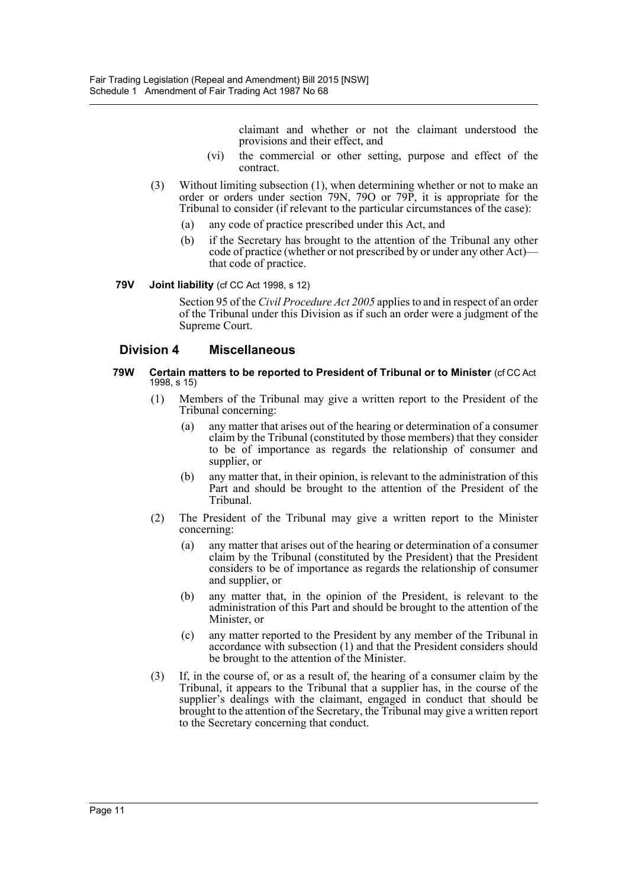claimant and whether or not the claimant understood the provisions and their effect, and

(vi) the commercial or other setting, purpose and effect of the contract.

(3) Without limiting subsection (1), when determining whether or not to make an order or orders under section 79N, 79O or 79P, it is appropriate for the Tribunal to consider (if relevant to the particular circumstances of the case):

(a) any code of practice prescribed under this Act, and

(b) if the Secretary has brought to the attention of the Tribunal any other code of practice (whether or not prescribed by or under any other Act)—that code of practice.

**79V Joint liability** (cf CC Act 1998, s 12)

Section 95 of the *Civil Procedure Act 2005* applies to and in respect of an order of the Tribunal under this Division as if such an order were a judgment of the Supreme Court.

## Division 4 Miscellaneous

**79W Certain matters to be reported to President of Tribunal or to Minister** (cf CC Act 1998, s 15)

(1) Members of the Tribunal may give a written report to the President of the Tribunal concerning:

(a) any matter that arises out of the hearing or determination of a consumer claim by the Tribunal (constituted by those members) that they consider to be of importance as regards the relationship of consumer and supplier, or

(b) any matter that, in their opinion, is relevant to the administration of this Part and should be brought to the attention of the President of the Tribunal.

(2) The President of the Tribunal may give a written report to the Minister concerning:

(a) any matter that arises out of the hearing or determination of a consumer claim by the Tribunal (constituted by the President) that the President considers to be of importance as regards the relationship of consumer and supplier, or

(b) any matter that, in the opinion of the President, is relevant to the administration of this Part and should be brought to the attention of the Minister, or

(c) any matter reported to the President by any member of the Tribunal in accordance with subsection (1) and that the President considers should be brought to the attention of the Minister.

(3) If, in the course of, or as a result of, the hearing of a consumer claim by the Tribunal, it appears to the Tribunal that a supplier has, in the course of the supplier's dealings with the claimant, engaged in conduct that should be brought to the attention of the Secretary, the Tribunal may give a written report to the Secretary concerning that conduct.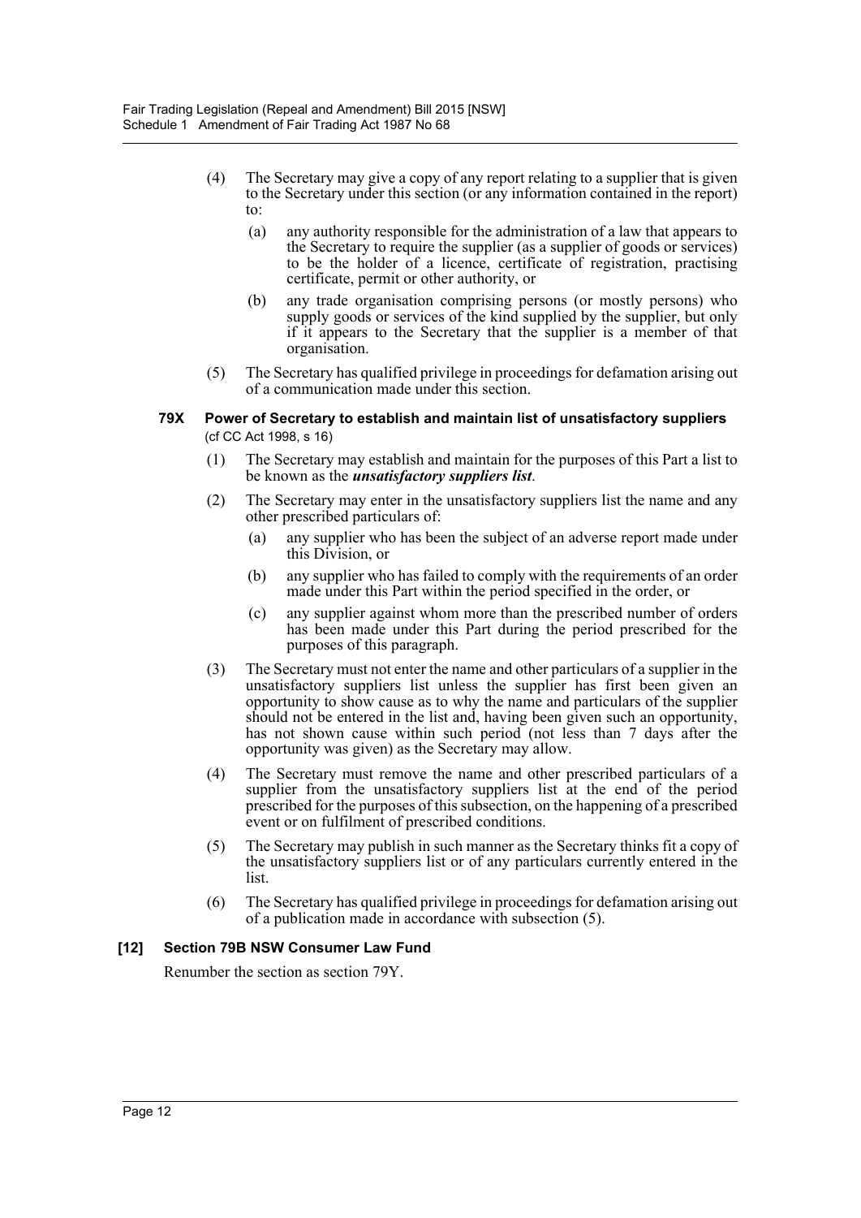(4) The Secretary may give a copy of any report relating to a supplier that is given to the Secretary under this section (or any information contained in the report) to:

(a) any authority responsible for the administration of a law that appears to the Secretary to require the supplier (as a supplier of goods or services) to be the holder of a licence, certificate of registration, practising certificate, permit or other authority, or

(b) any trade organisation comprising persons (or mostly persons) who supply goods or services of the kind supplied by the supplier, but only if it appears to the Secretary that the supplier is a member of that organisation.

(5) The Secretary has qualified privilege in proceedings for defamation arising out of a communication made under this section.

### 79X Power of Secretary to establish and maintain list of unsatisfactory suppliers

(cf CC Act 1998, s 16)

(1) The Secretary may establish and maintain for the purposes of this Part a list to be known as the ***unsatisfactory suppliers list***.

(2) The Secretary may enter in the unsatisfactory suppliers list the name and any other prescribed particulars of:

(a) any supplier who has been the subject of an adverse report made under this Division, or

(b) any supplier who has failed to comply with the requirements of an order made under this Part within the period specified in the order, or

(c) any supplier against whom more than the prescribed number of orders has been made under this Part during the period prescribed for the purposes of this paragraph.

(3) The Secretary must not enter the name and other particulars of a supplier in the unsatisfactory suppliers list unless the supplier has first been given an opportunity to show cause as to why the name and particulars of the supplier should not be entered in the list and, having been given such an opportunity, has not shown cause within such period (not less than 7 days after the opportunity was given) as the Secretary may allow.

(4) The Secretary must remove the name and other prescribed particulars of a supplier from the unsatisfactory suppliers list at the end of the period prescribed for the purposes of this subsection, on the happening of a prescribed event or on fulfilment of prescribed conditions.

(5) The Secretary may publish in such manner as the Secretary thinks fit a copy of the unsatisfactory suppliers list or of any particulars currently entered in the list.

(6) The Secretary has qualified privilege in proceedings for defamation arising out of a publication made in accordance with subsection (5).

#### [12] Section 79B NSW Consumer Law Fund

Renumber the section as section 79Y.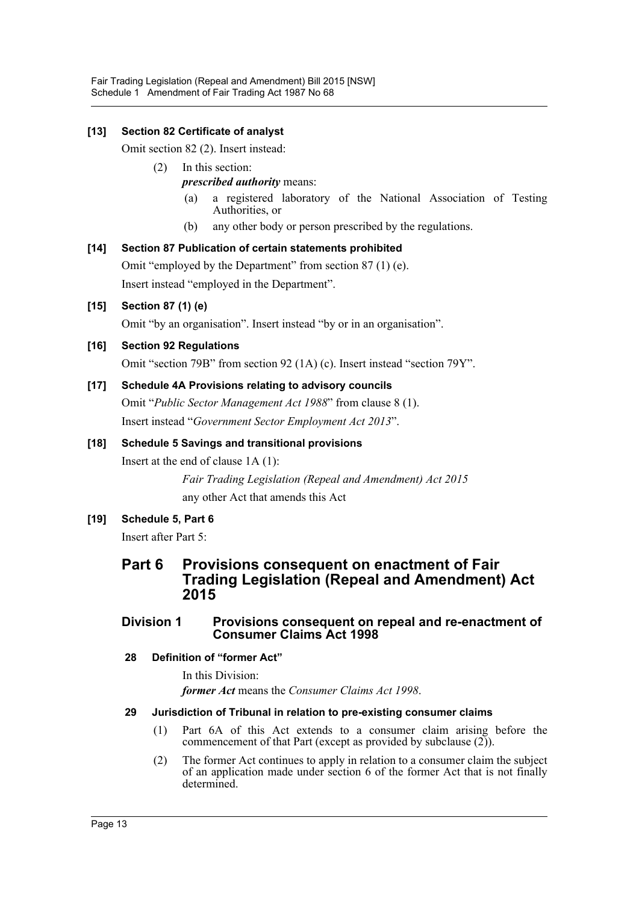**[13] Section 82 Certificate of analyst**

Omit section 82 (2). Insert instead:

(2) In this section:

*prescribed authority* means:

(a) a registered laboratory of the National Association of Testing Authorities, or

(b) any other body or person prescribed by the regulations.

**[14] Section 87 Publication of certain statements prohibited**

Omit "employed by the Department" from section 87 (1) (e).

Insert instead "employed in the Department".

**[15] Section 87 (1) (e)**

Omit "by an organisation". Insert instead "by or in an organisation".

**[16] Section 92 Regulations**

Omit "section 79B" from section 92 (1A) (c). Insert instead "section 79Y".

**[17] Schedule 4A Provisions relating to advisory councils**

Omit "*Public Sector Management Act 1988*" from clause 8 (1).

Insert instead "*Government Sector Employment Act 2013*".

**[18] Schedule 5 Savings and transitional provisions**

Insert at the end of clause 1A (1):

*Fair Trading Legislation (Repeal and Amendment) Act 2015*

any other Act that amends this Act

**[19] Schedule 5, Part 6**

Insert after Part 5:

## Part 6 Provisions consequent on enactment of Fair Trading Legislation (Repeal and Amendment) Act 2015

### Division 1 Provisions consequent on repeal and re-enactment of Consumer Claims Act 1998

**28 Definition of "former Act"**

In this Division:

*former Act* means the *Consumer Claims Act 1998*.

**29 Jurisdiction of Tribunal in relation to pre-existing consumer claims**

(1) Part 6A of this Act extends to a consumer claim arising before the commencement of that Part (except as provided by subclause (2)).

(2) The former Act continues to apply in relation to a consumer claim the subject of an application made under section 6 of the former Act that is not finally determined.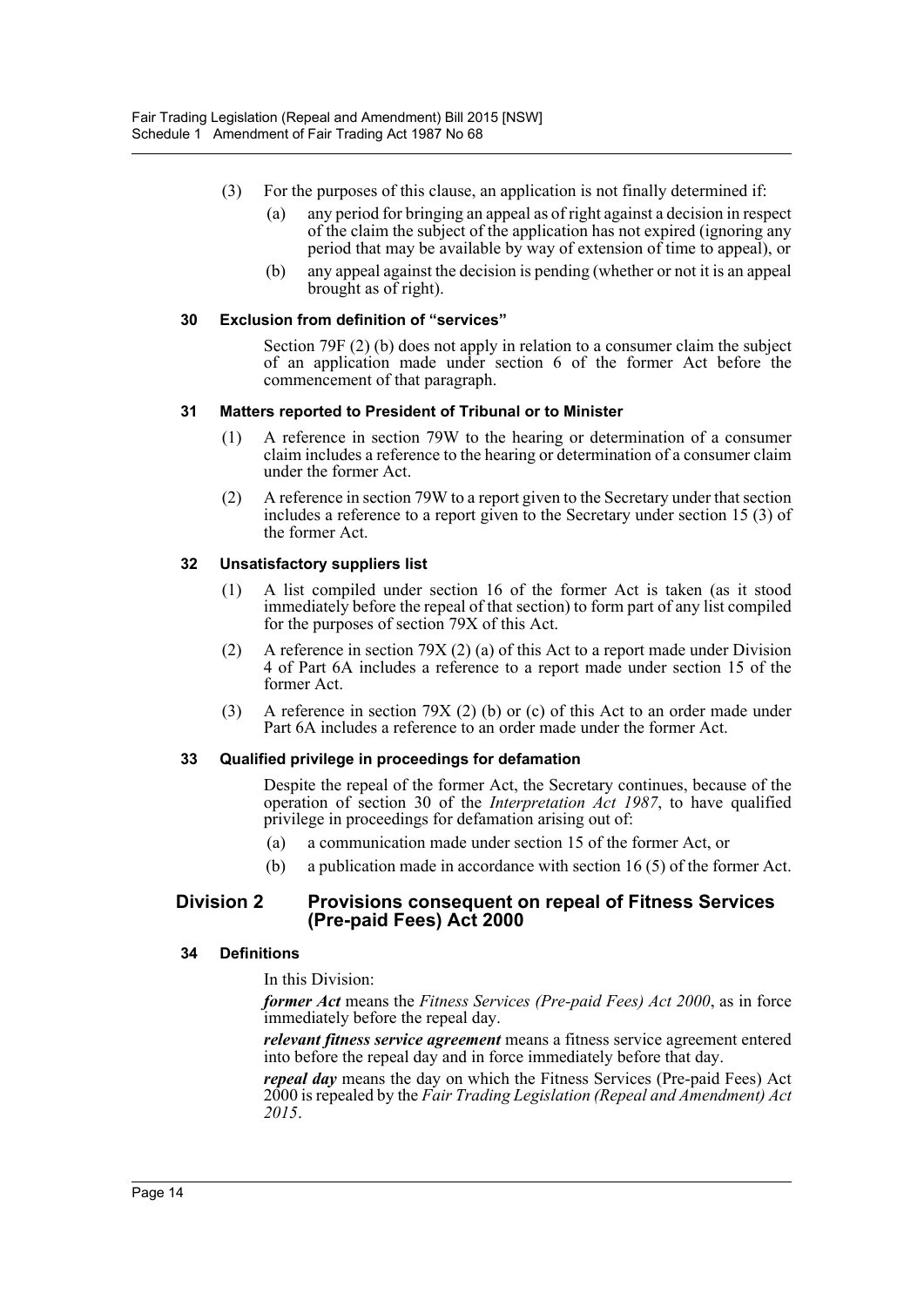(3) For the purposes of this clause, an application is not finally determined if:

(a) any period for bringing an appeal as of right against a decision in respect of the claim the subject of the application has not expired (ignoring any period that may be available by way of extension of time to appeal), or

(b) any appeal against the decision is pending (whether or not it is an appeal brought as of right).

**30 Exclusion from definition of "services"**

Section 79F (2) (b) does not apply in relation to a consumer claim the subject of an application made under section 6 of the former Act before the commencement of that paragraph.

**31 Matters reported to President of Tribunal or to Minister**

(1) A reference in section 79W to the hearing or determination of a consumer claim includes a reference to the hearing or determination of a consumer claim under the former Act.

(2) A reference in section 79W to a report given to the Secretary under that section includes a reference to a report given to the Secretary under section 15 (3) of the former Act.

**32 Unsatisfactory suppliers list**

(1) A list compiled under section 16 of the former Act is taken (as it stood immediately before the repeal of that section) to form part of any list compiled for the purposes of section 79X of this Act.

(2) A reference in section 79X (2) (a) of this Act to a report made under Division 4 of Part 6A includes a reference to a report made under section 15 of the former Act.

(3) A reference in section 79X (2) (b) or (c) of this Act to an order made under Part 6A includes a reference to an order made under the former Act.

**33 Qualified privilege in proceedings for defamation**

Despite the repeal of the former Act, the Secretary continues, because of the operation of section 30 of the *Interpretation Act 1987*, to have qualified privilege in proceedings for defamation arising out of:

(a) a communication made under section 15 of the former Act, or

(b) a publication made in accordance with section 16 (5) of the former Act.

## Division 2 Provisions consequent on repeal of Fitness Services (Pre-paid Fees) Act 2000

**34 Definitions**

In this Division:

***former Act*** means the *Fitness Services (Pre-paid Fees) Act 2000*, as in force immediately before the repeal day.

***relevant fitness service agreement*** means a fitness service agreement entered into before the repeal day and in force immediately before that day.

***repeal day*** means the day on which the Fitness Services (Pre-paid Fees) Act 2000 is repealed by the *Fair Trading Legislation (Repeal and Amendment) Act 2015*.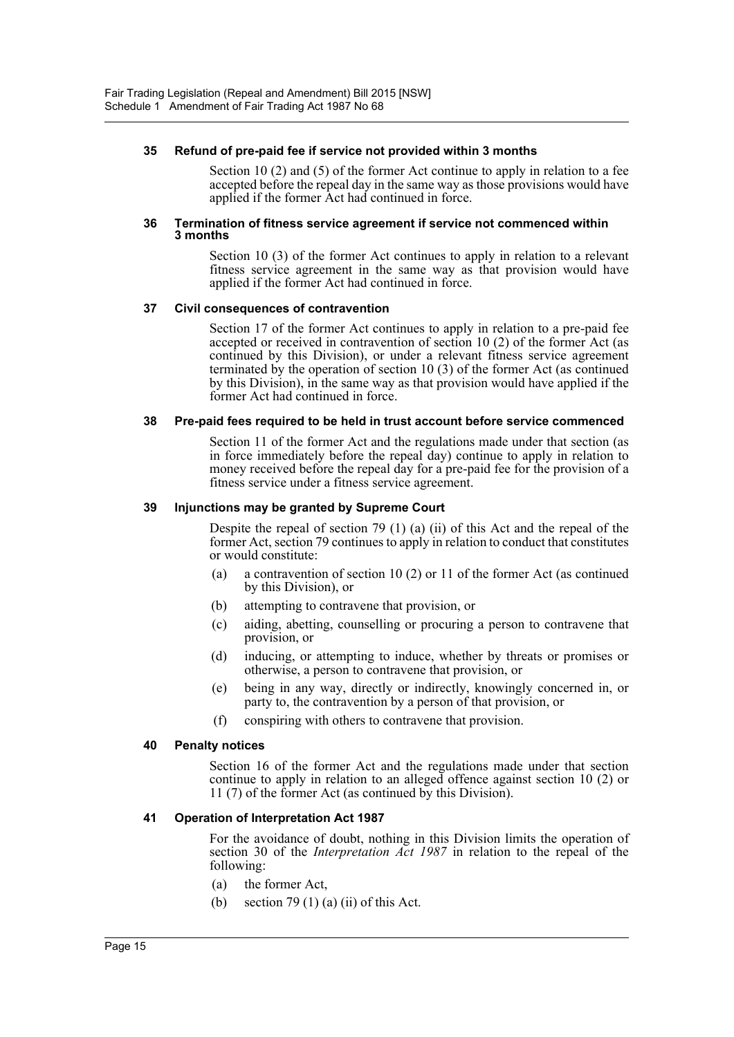#### 35 Refund of pre-paid fee if service not provided within 3 months

Section 10 (2) and (5) of the former Act continue to apply in relation to a fee accepted before the repeal day in the same way as those provisions would have applied if the former Act had continued in force.

#### 36 Termination of fitness service agreement if service not commenced within 3 months

Section 10 (3) of the former Act continues to apply in relation to a relevant fitness service agreement in the same way as that provision would have applied if the former Act had continued in force.

#### 37 Civil consequences of contravention

Section 17 of the former Act continues to apply in relation to a pre-paid fee accepted or received in contravention of section 10 (2) of the former Act (as continued by this Division), or under a relevant fitness service agreement terminated by the operation of section 10 (3) of the former Act (as continued by this Division), in the same way as that provision would have applied if the former Act had continued in force.

#### 38 Pre-paid fees required to be held in trust account before service commenced

Section 11 of the former Act and the regulations made under that section (as in force immediately before the repeal day) continue to apply in relation to money received before the repeal day for a pre-paid fee for the provision of a fitness service under a fitness service agreement.

#### 39 Injunctions may be granted by Supreme Court

Despite the repeal of section 79 (1) (a) (ii) of this Act and the repeal of the former Act, section 79 continues to apply in relation to conduct that constitutes or would constitute:

(a) a contravention of section 10 (2) or 11 of the former Act (as continued by this Division), or

(b) attempting to contravene that provision, or

(c) aiding, abetting, counselling or procuring a person to contravene that provision, or

(d) inducing, or attempting to induce, whether by threats or promises or otherwise, a person to contravene that provision, or

(e) being in any way, directly or indirectly, knowingly concerned in, or party to, the contravention by a person of that provision, or

(f) conspiring with others to contravene that provision.

#### 40 Penalty notices

Section 16 of the former Act and the regulations made under that section continue to apply in relation to an alleged offence against section 10 (2) or 11 (7) of the former Act (as continued by this Division).

#### 41 Operation of Interpretation Act 1987

For the avoidance of doubt, nothing in this Division limits the operation of section 30 of the *Interpretation Act 1987* in relation to the repeal of the following:

(a) the former Act,

(b) section 79 (1) (a) (ii) of this Act.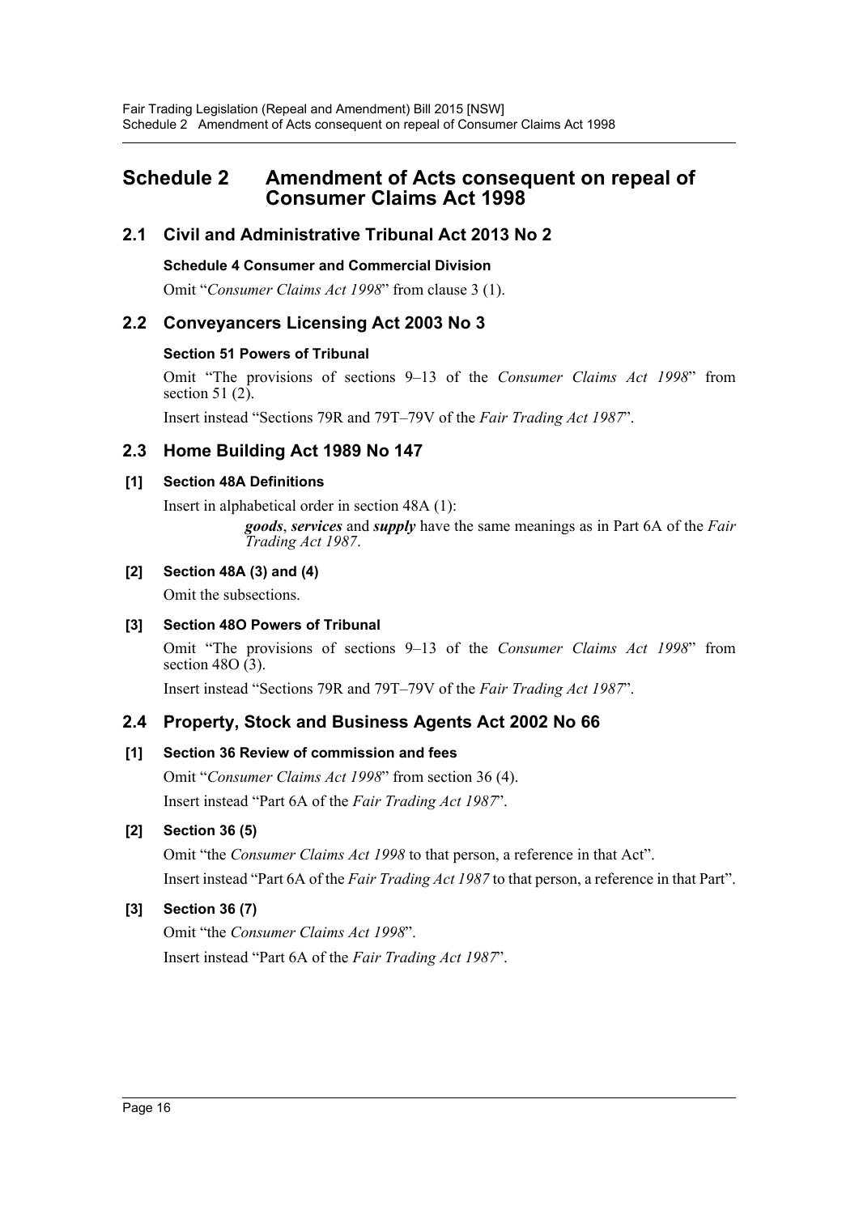# Schedule 2 Amendment of Acts consequent on repeal of Consumer Claims Act 1998

## 2.1 Civil and Administrative Tribunal Act 2013 No 2

### Schedule 4 Consumer and Commercial Division

Omit "*Consumer Claims Act 1998*" from clause 3 (1).

## 2.2 Conveyancers Licensing Act 2003 No 3

### Section 51 Powers of Tribunal

Omit "The provisions of sections 9–13 of the *Consumer Claims Act 1998*" from section 51 (2).

Insert instead "Sections 79R and 79T–79V of the *Fair Trading Act 1987*".

## 2.3 Home Building Act 1989 No 147

### [1] Section 48A Definitions

Insert in alphabetical order in section 48A (1):

> ***goods***, ***services*** and ***supply*** have the same meanings as in Part 6A of the *Fair Trading Act 1987*.

### [2] Section 48A (3) and (4)

Omit the subsections.

### [3] Section 48O Powers of Tribunal

Omit "The provisions of sections 9–13 of the *Consumer Claims Act 1998*" from section 48O (3).

Insert instead "Sections 79R and 79T–79V of the *Fair Trading Act 1987*".

## 2.4 Property, Stock and Business Agents Act 2002 No 66

### [1] Section 36 Review of commission and fees

Omit "*Consumer Claims Act 1998*" from section 36 (4).

Insert instead "Part 6A of the *Fair Trading Act 1987*".

### [2] Section 36 (5)

Omit "the *Consumer Claims Act 1998* to that person, a reference in that Act".

Insert instead "Part 6A of the *Fair Trading Act 1987* to that person, a reference in that Part".

### [3] Section 36 (7)

Omit "the *Consumer Claims Act 1998*".

Insert instead "Part 6A of the *Fair Trading Act 1987*".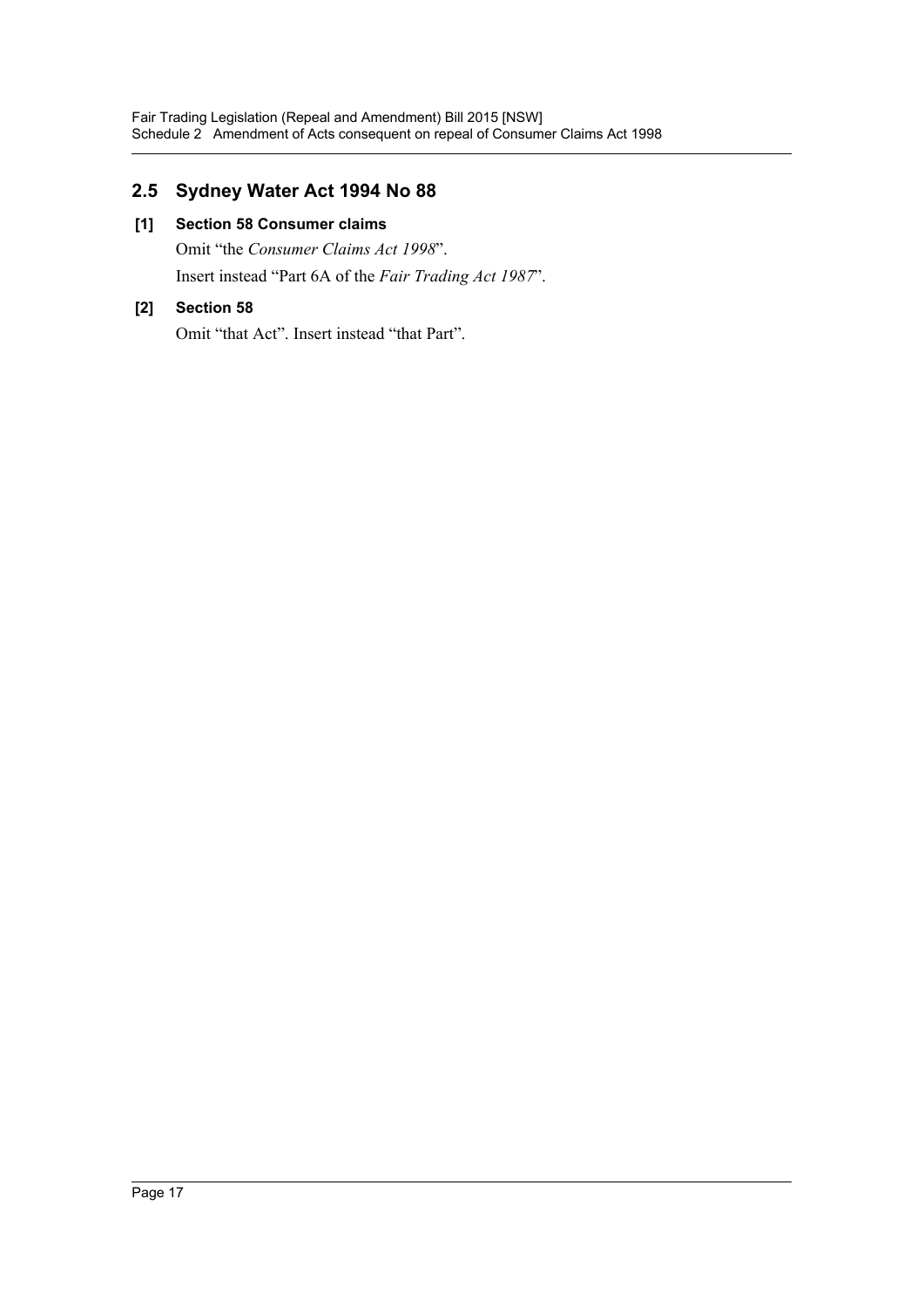## 2.5 Sydney Water Act 1994 No 88

### [1] Section 58 Consumer claims

Omit "the *Consumer Claims Act 1998*".

Insert instead "Part 6A of the *Fair Trading Act 1987*".

### [2] Section 58

Omit "that Act". Insert instead "that Part".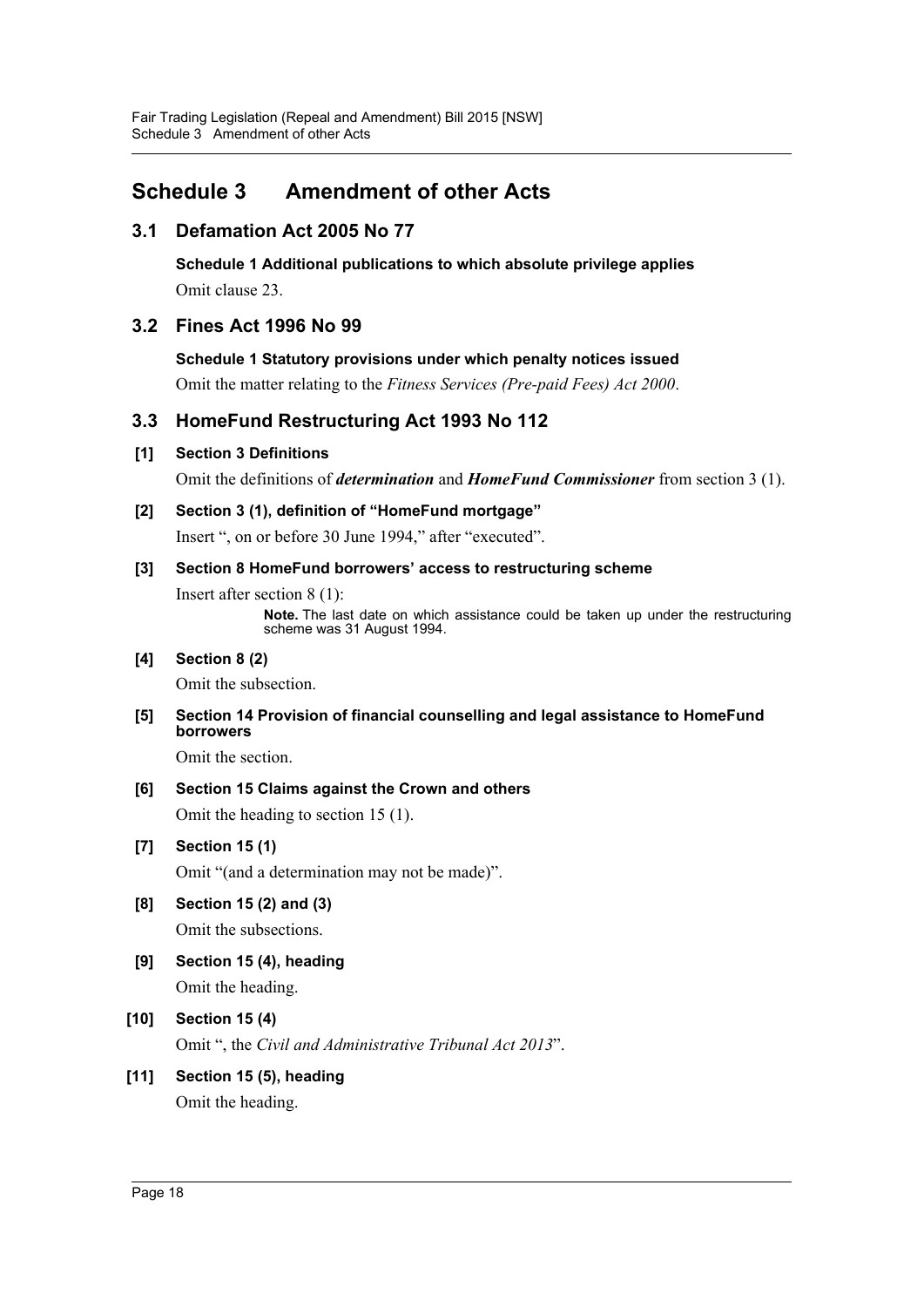# Schedule 3 Amendment of other Acts

## 3.1 Defamation Act 2005 No 77

**Schedule 1 Additional publications to which absolute privilege applies**

Omit clause 23.

## 3.2 Fines Act 1996 No 99

**Schedule 1 Statutory provisions under which penalty notices issued**

Omit the matter relating to the *Fitness Services (Pre-paid Fees) Act 2000*.

## 3.3 HomeFund Restructuring Act 1993 No 112

**[1] Section 3 Definitions**

Omit the definitions of ***determination*** and ***HomeFund Commissioner*** from section 3 (1).

**[2] Section 3 (1), definition of "HomeFund mortgage"**

Insert ", on or before 30 June 1994," after "executed".

**[3] Section 8 HomeFund borrowers' access to restructuring scheme**

Insert after section 8 (1):

> **Note.** The last date on which assistance could be taken up under the restructuring scheme was 31 August 1994.

**[4] Section 8 (2)**

Omit the subsection.

**[5] Section 14 Provision of financial counselling and legal assistance to HomeFund borrowers**

Omit the section.

**[6] Section 15 Claims against the Crown and others**

Omit the heading to section 15 (1).

**[7] Section 15 (1)**

Omit "(and a determination may not be made)".

**[8] Section 15 (2) and (3)**

Omit the subsections.

**[9] Section 15 (4), heading**

Omit the heading.

**[10] Section 15 (4)**

Omit ", the *Civil and Administrative Tribunal Act 2013*".

**[11] Section 15 (5), heading**

Omit the heading.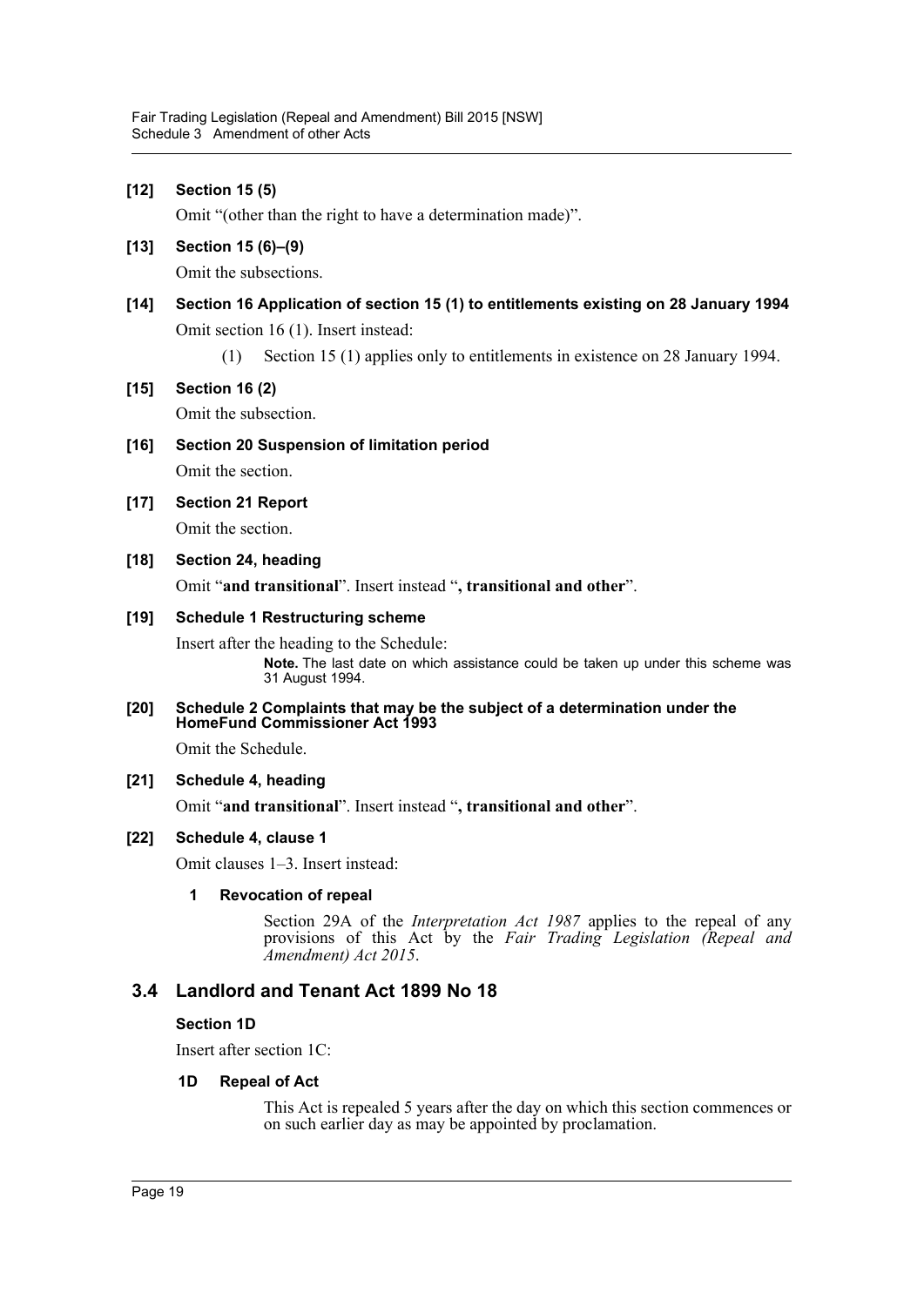**[12] Section 15 (5)**

Omit “(other than the right to have a determination made)”.

**[13] Section 15 (6)–(9)**

Omit the subsections.

**[14] Section 16 Application of section 15 (1) to entitlements existing on 28 January 1994**

Omit section 16 (1). Insert instead:

(1) Section 15 (1) applies only to entitlements in existence on 28 January 1994.

**[15] Section 16 (2)**

Omit the subsection.

**[16] Section 20 Suspension of limitation period**

Omit the section.

**[17] Section 21 Report**

Omit the section.

**[18] Section 24, heading**

Omit “**and transitional**”. Insert instead “**, transitional and other**”.

**[19] Schedule 1 Restructuring scheme**

Insert after the heading to the Schedule:

**Note.** The last date on which assistance could be taken up under this scheme was 31 August 1994.

**[20] Schedule 2 Complaints that may be the subject of a determination under the HomeFund Commissioner Act 1993**

Omit the Schedule.

**[21] Schedule 4, heading**

Omit “**and transitional**”. Insert instead “**, transitional and other**”.

**[22] Schedule 4, clause 1**

Omit clauses 1–3. Insert instead:

**1 Revocation of repeal**

Section 29A of the *Interpretation Act 1987* applies to the repeal of any provisions of this Act by the *Fair Trading Legislation (Repeal and Amendment) Act 2015*.

## 3.4 Landlord and Tenant Act 1899 No 18

**Section 1D**

Insert after section 1C:

**1D Repeal of Act**

This Act is repealed 5 years after the day on which this section commences or on such earlier day as may be appointed by proclamation.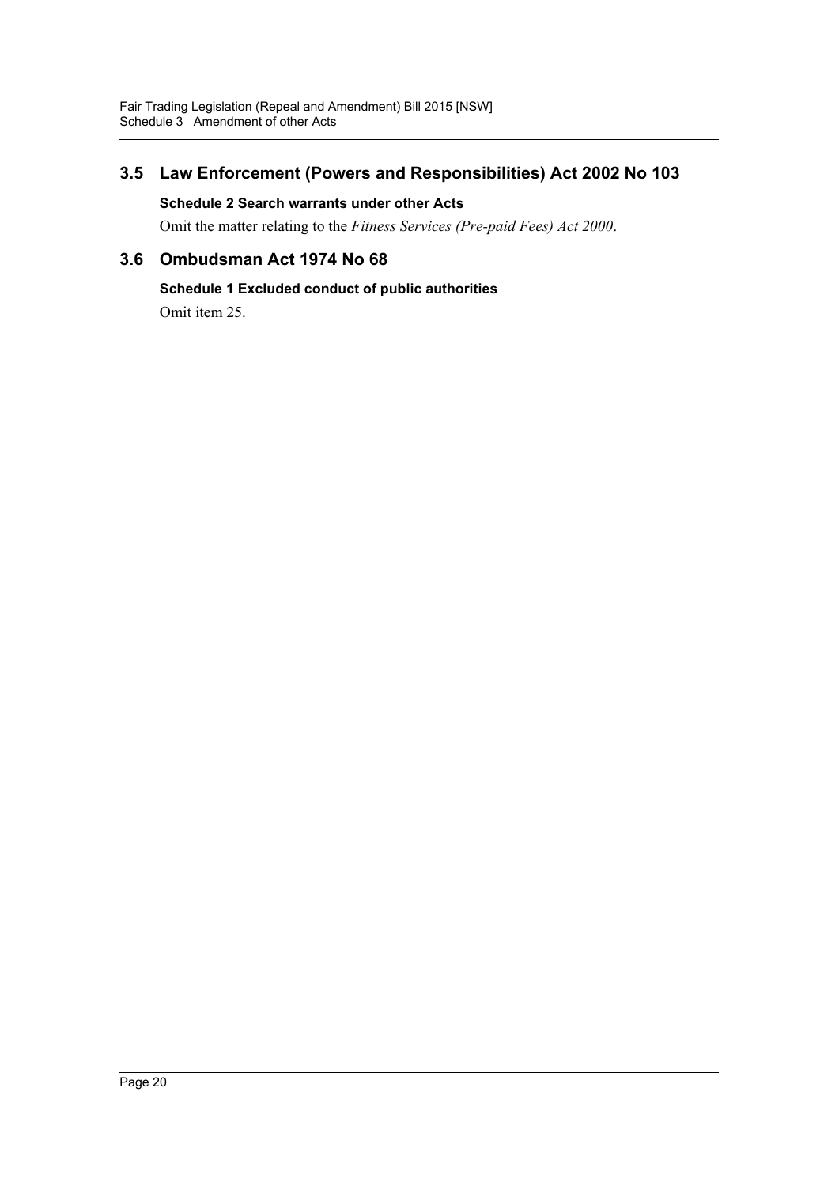## 3.5 Law Enforcement (Powers and Responsibilities) Act 2002 No 103

### Schedule 2 Search warrants under other Acts

Omit the matter relating to the *Fitness Services (Pre-paid Fees) Act 2000*.

## 3.6 Ombudsman Act 1974 No 68

### Schedule 1 Excluded conduct of public authorities

Omit item 25.